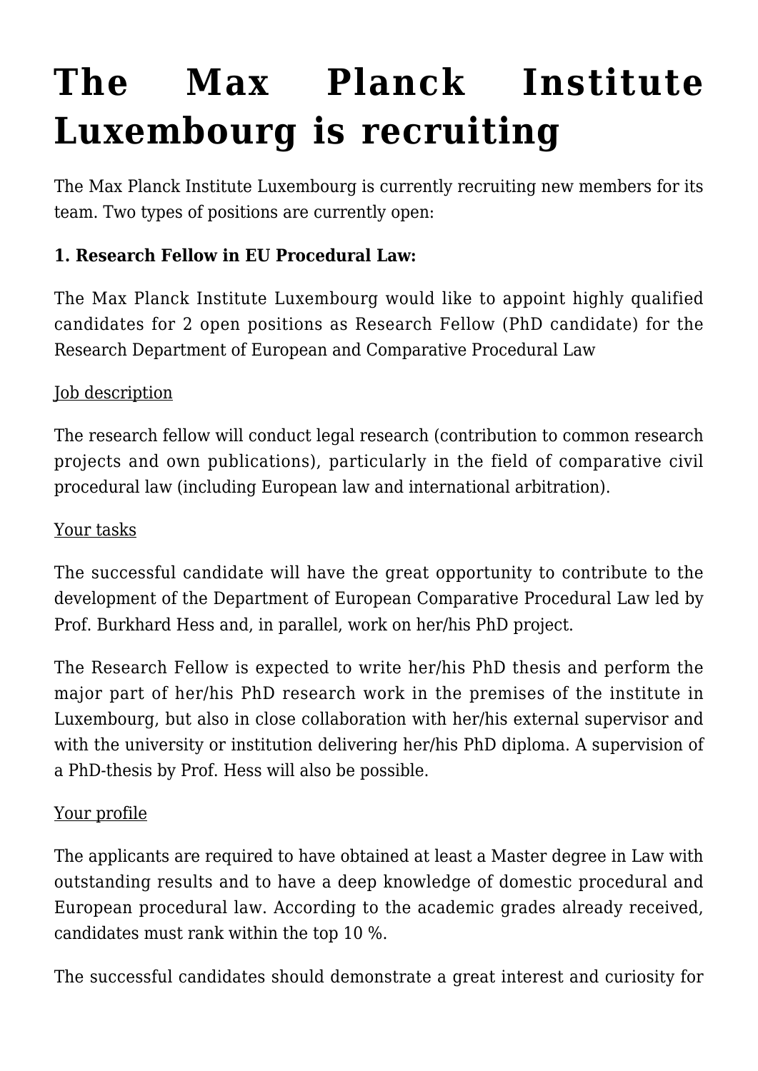# The Max Planck Institute Luxembourg is recruiting

The Max Planck Institute Luxembourg is currently recruiting new members for its team. Two types of positions are currently open:

**1. Research Fellow in EU Procedural Law:**

The Max Planck Institute Luxembourg would like to appoint highly qualified candidates for 2 open positions as Research Fellow (PhD candidate) for the Research Department of European and Comparative Procedural Law

Job description

The research fellow will conduct legal research (contribution to common research projects and own publications), particularly in the field of comparative civil procedural law (including European law and international arbitration).

Your tasks

The successful candidate will have the great opportunity to contribute to the development of the Department of European Comparative Procedural Law led by Prof. Burkhard Hess and, in parallel, work on her/his PhD project.

The Research Fellow is expected to write her/his PhD thesis and perform the major part of her/his PhD research work in the premises of the institute in Luxembourg, but also in close collaboration with her/his external supervisor and with the university or institution delivering her/his PhD diploma. A supervision of a PhD-thesis by Prof. Hess will also be possible.

Your profile

The applicants are required to have obtained at least a Master degree in Law with outstanding results and to have a deep knowledge of domestic procedural and European procedural law. According to the academic grades already received, candidates must rank within the top 10 %.

The successful candidates should demonstrate a great interest and curiosity for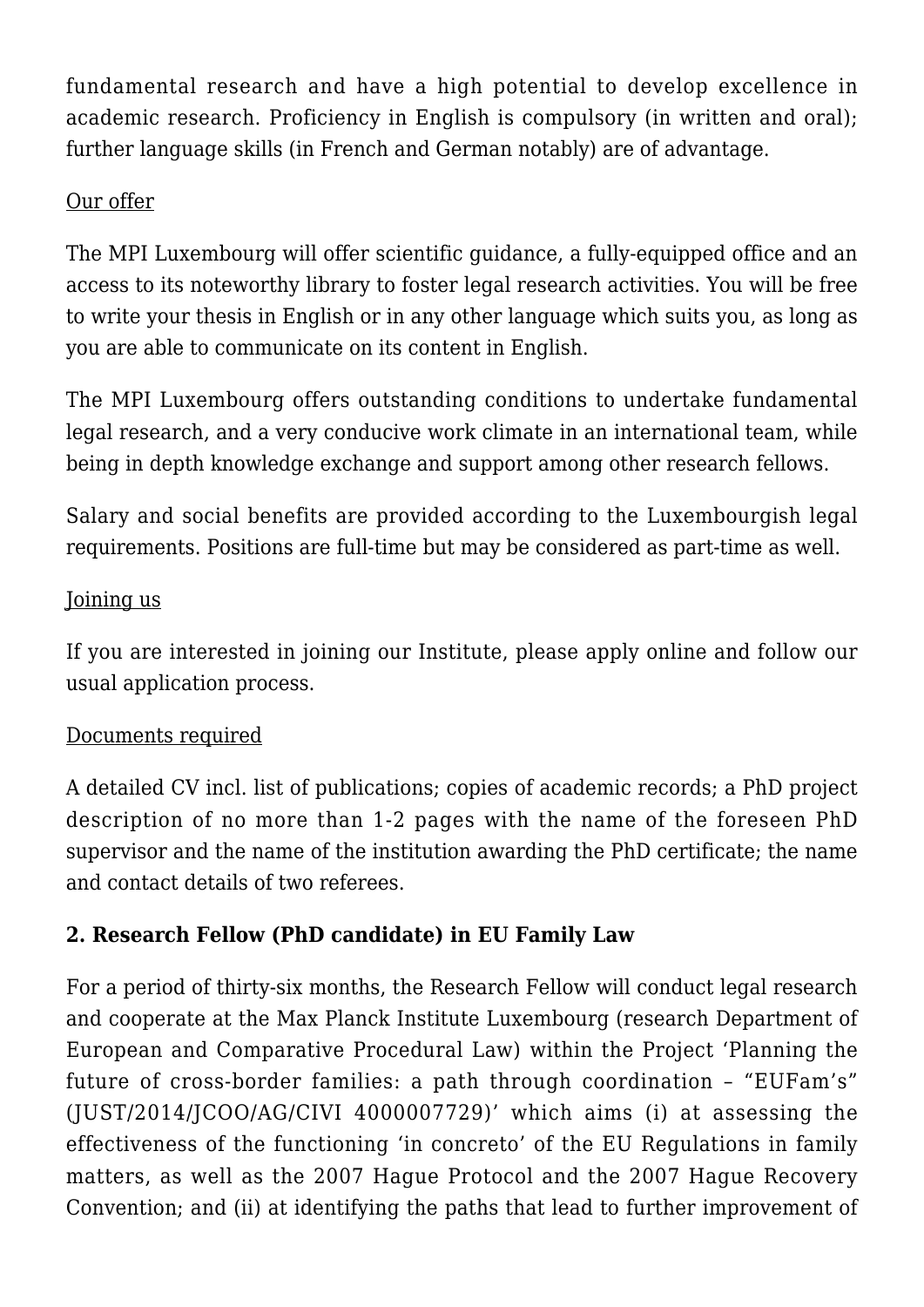fundamental research and have a high potential to develop excellence in academic research. Proficiency in English is compulsory (in written and oral); further language skills (in French and German notably) are of advantage.

Our offer

The MPI Luxembourg will offer scientific guidance, a fully-equipped office and an access to its noteworthy library to foster legal research activities. You will be free to write your thesis in English or in any other language which suits you, as long as you are able to communicate on its content in English.

The MPI Luxembourg offers outstanding conditions to undertake fundamental legal research, and a very conducive work climate in an international team, while being in depth knowledge exchange and support among other research fellows.

Salary and social benefits are provided according to the Luxembourgish legal requirements. Positions are full-time but may be considered as part-time as well.

Joining us

If you are interested in joining our Institute, please apply online and follow our usual application process.

Documents required

A detailed CV incl. list of publications; copies of academic records; a PhD project description of no more than 1-2 pages with the name of the foreseen PhD supervisor and the name of the institution awarding the PhD certificate; the name and contact details of two referees.

**2. Research Fellow (PhD candidate) in EU Family Law**

For a period of thirty-six months, the Research Fellow will conduct legal research and cooperate at the Max Planck Institute Luxembourg (research Department of European and Comparative Procedural Law) within the Project 'Planning the future of cross-border families: a path through coordination – "EUFam's" (JUST/2014/JCOO/AG/CIVI 4000007729)' which aims (i) at assessing the effectiveness of the functioning 'in concreto' of the EU Regulations in family matters, as well as the 2007 Hague Protocol and the 2007 Hague Recovery Convention; and (ii) at identifying the paths that lead to further improvement of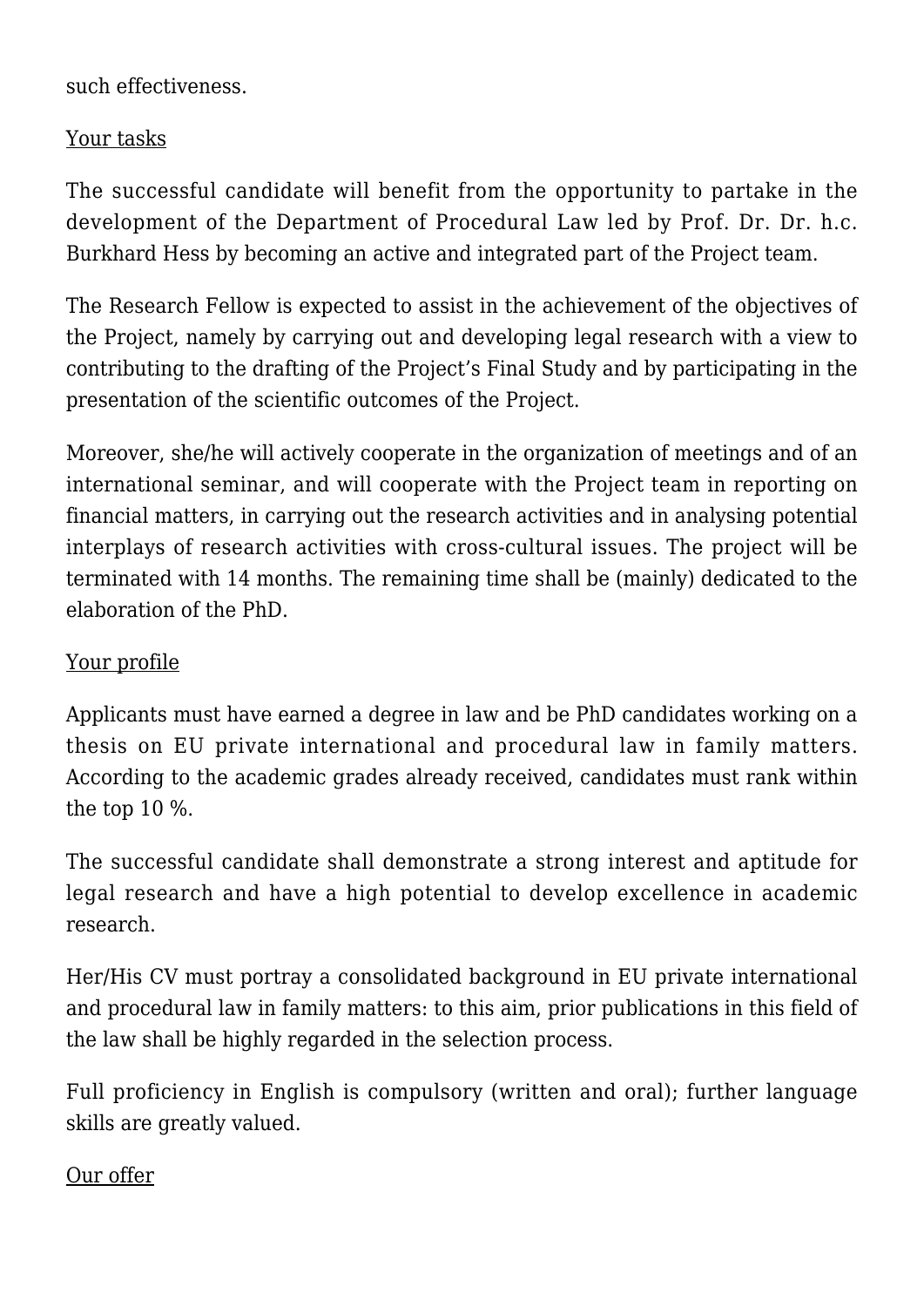such effectiveness.

<u>Your tasks</u>

The successful candidate will benefit from the opportunity to partake in the development of the Department of Procedural Law led by Prof. Dr. Dr. h.c. Burkhard Hess by becoming an active and integrated part of the Project team.

The Research Fellow is expected to assist in the achievement of the objectives of the Project, namely by carrying out and developing legal research with a view to contributing to the drafting of the Project's Final Study and by participating in the presentation of the scientific outcomes of the Project.

Moreover, she/he will actively cooperate in the organization of meetings and of an international seminar, and will cooperate with the Project team in reporting on financial matters, in carrying out the research activities and in analysing potential interplays of research activities with cross-cultural issues. The project will be terminated with 14 months. The remaining time shall be (mainly) dedicated to the elaboration of the PhD.

<u>Your profile</u>

Applicants must have earned a degree in law and be PhD candidates working on a thesis on EU private international and procedural law in family matters. According to the academic grades already received, candidates must rank within the top 10 %.

The successful candidate shall demonstrate a strong interest and aptitude for legal research and have a high potential to develop excellence in academic research.

Her/His CV must portray a consolidated background in EU private international and procedural law in family matters: to this aim, prior publications in this field of the law shall be highly regarded in the selection process.

Full proficiency in English is compulsory (written and oral); further language skills are greatly valued.

<u>Our offer</u>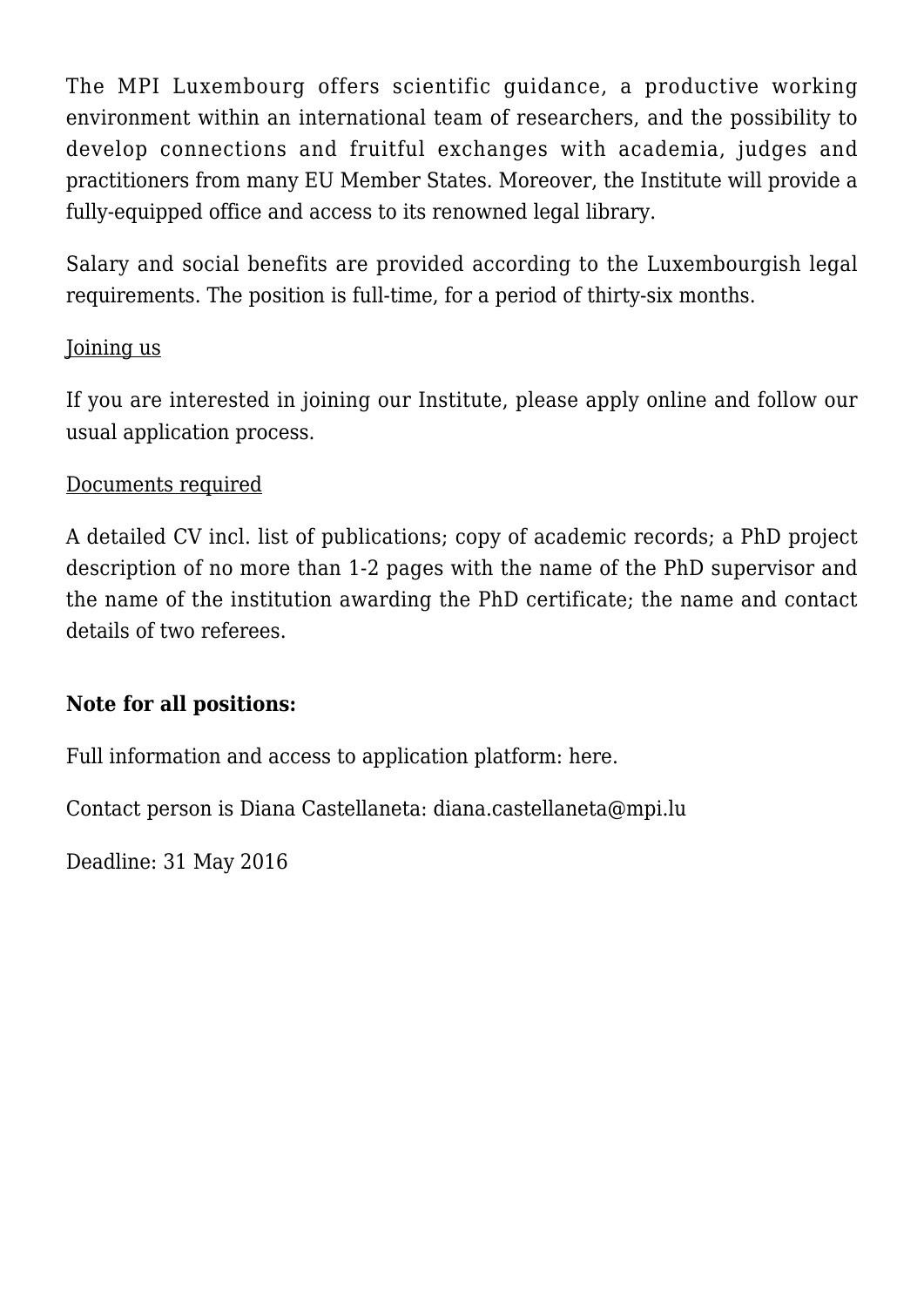The MPI Luxembourg offers scientific guidance, a productive working environment within an international team of researchers, and the possibility to develop connections and fruitful exchanges with academia, judges and practitioners from many EU Member States. Moreover, the Institute will provide a fully-equipped office and access to its renowned legal library.

Salary and social benefits are provided according to the Luxembourgish legal requirements. The position is full-time, for a period of thirty-six months.

Joining us

If you are interested in joining our Institute, please apply online and follow our usual application process.

Documents required

A detailed CV incl. list of publications; copy of academic records; a PhD project description of no more than 1-2 pages with the name of the PhD supervisor and the name of the institution awarding the PhD certificate; the name and contact details of two referees.

**Note for all positions:**

Full information and access to application platform: here.

Contact person is Diana Castellaneta: diana.castellaneta@mpi.lu

Deadline: 31 May 2016